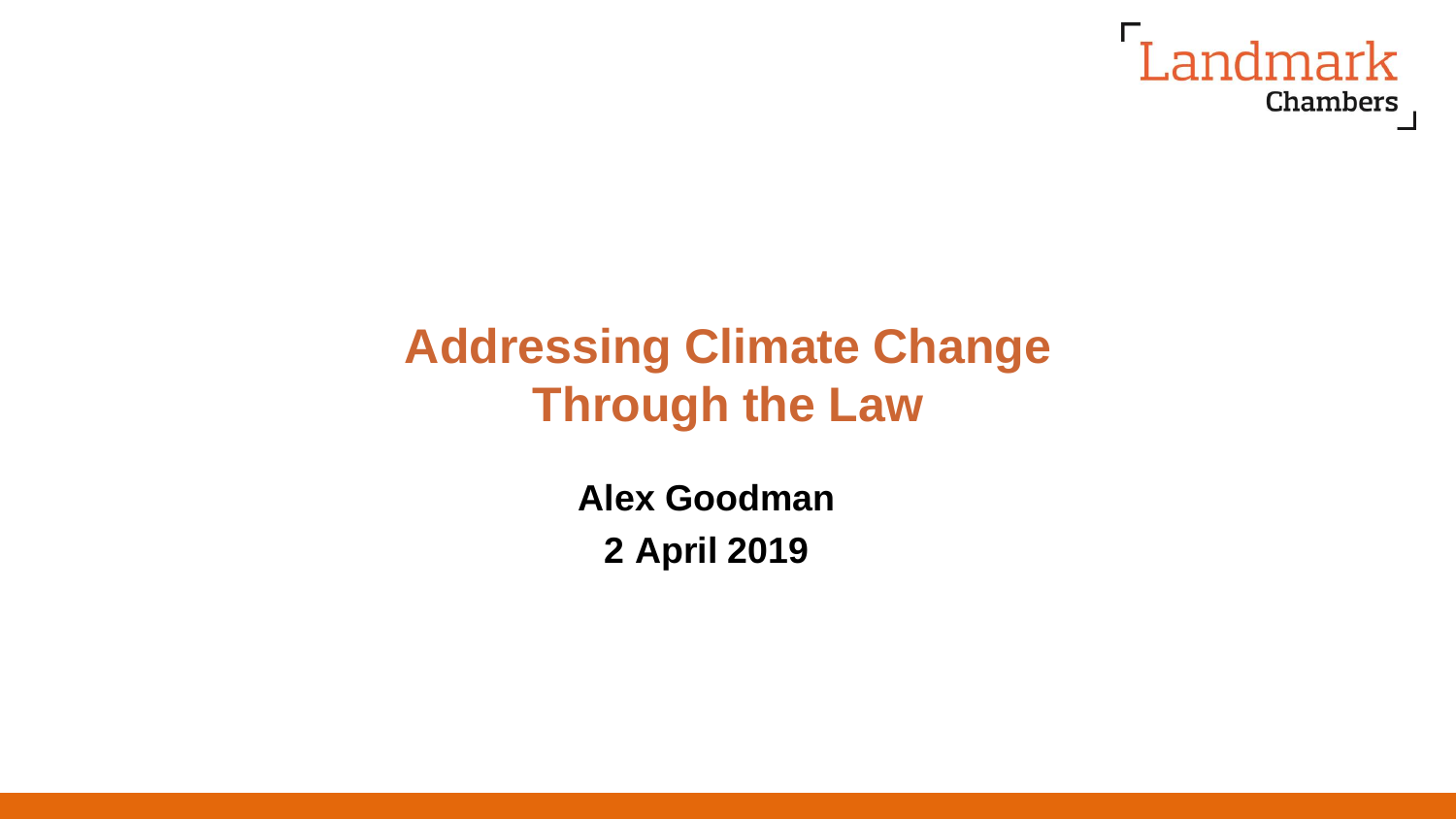Landmark Chambers

# Addressing Climate Change Through the Law

**Alex Goodman**

**2 April 2019**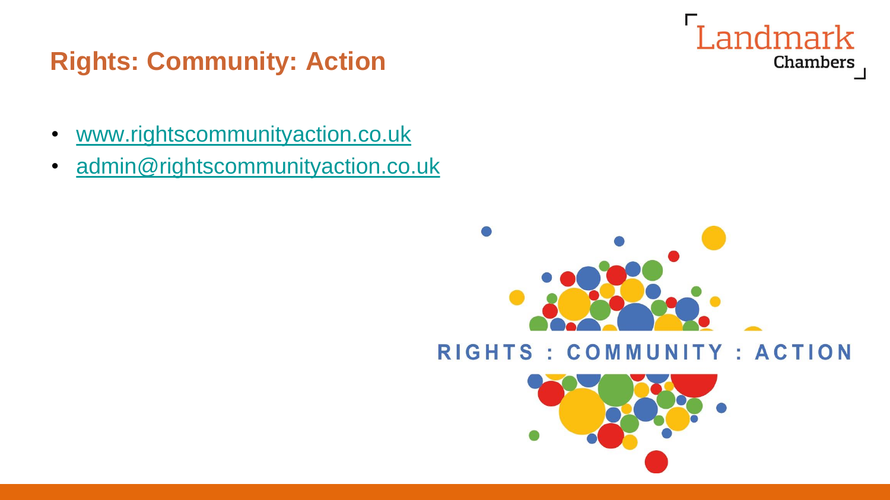# Rights: Community: Action

- www.rightscommunityaction.co.uk
- admin@rightscommunityaction.co.uk

RIGHTS : COMMUNITY : ACTION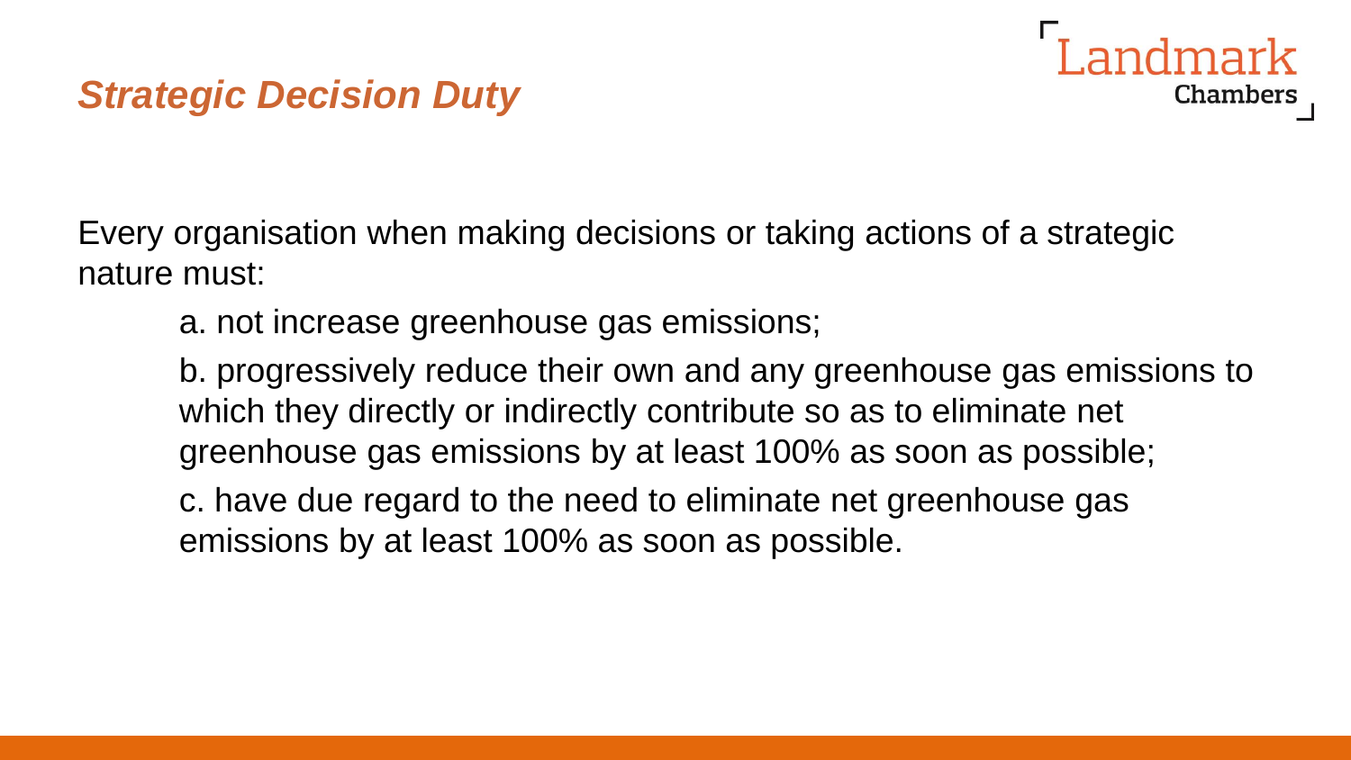## *Strategic Decision Duty*

Every organisation when making decisions or taking actions of a strategic nature must:

a. not increase greenhouse gas emissions;

b. progressively reduce their own and any greenhouse gas emissions to which they directly or indirectly contribute so as to eliminate net greenhouse gas emissions by at least 100% as soon as possible;

c. have due regard to the need to eliminate net greenhouse gas emissions by at least 100% as soon as possible.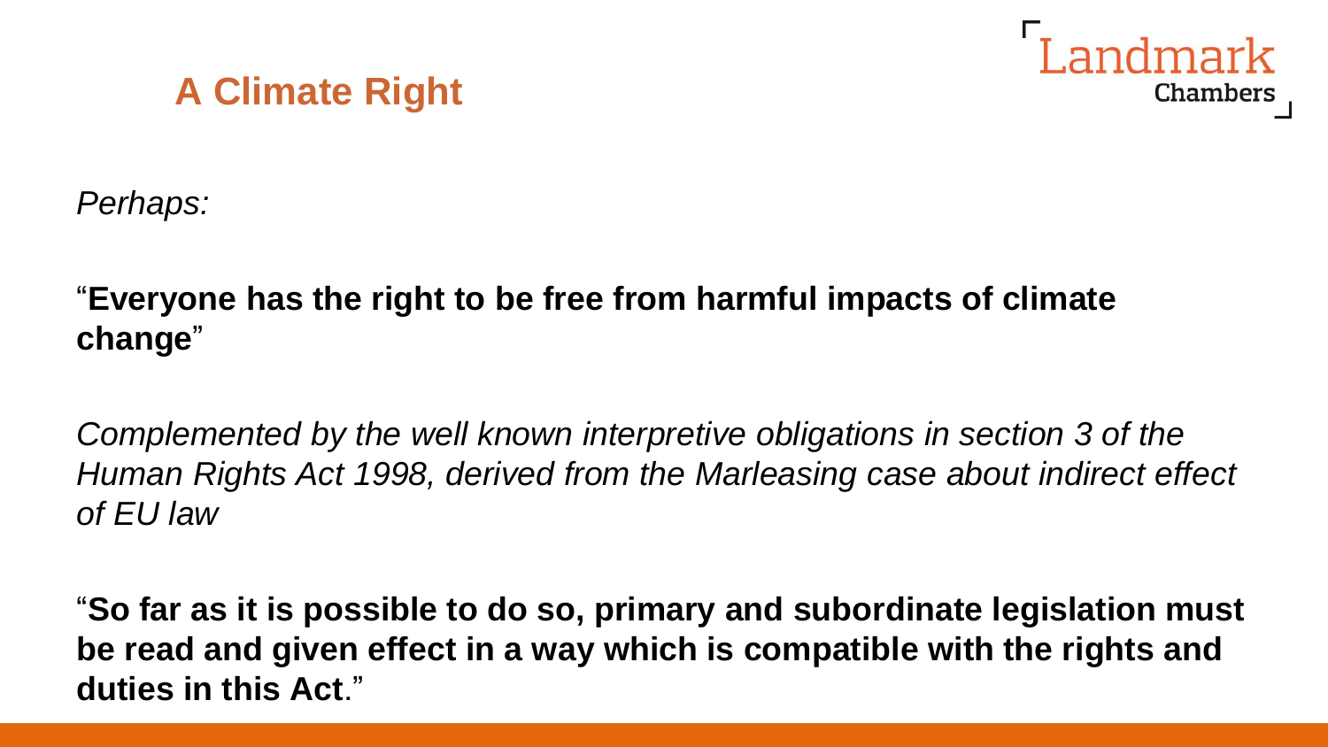## A Climate Right

*Perhaps:*

"**Everyone has the right to be free from harmful impacts of climate change**"

*Complemented by the well known interpretive obligations in section 3 of the Human Rights Act 1998, derived from the Marleasing case about indirect effect of EU law*

"**So far as it is possible to do so, primary and subordinate legislation must be read and given effect in a way which is compatible with the rights and duties in this Act**."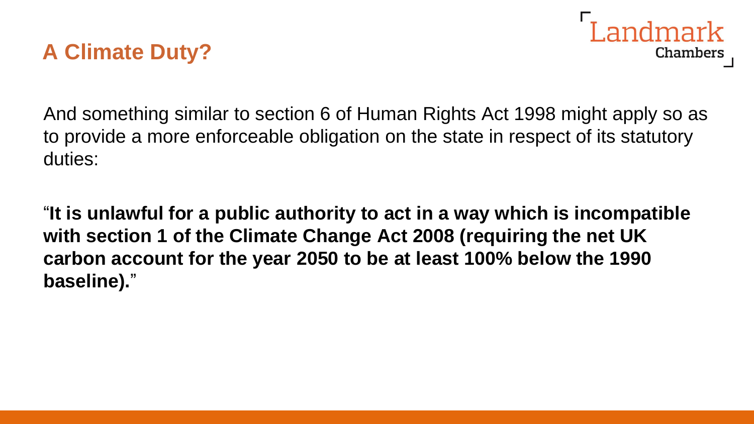## A Climate Duty?

And something similar to section 6 of Human Rights Act 1998 might apply so as to provide a more enforceable obligation on the state in respect of its statutory duties:

"**It is unlawful for a public authority to act in a way which is incompatible with section 1 of the Climate Change Act 2008 (requiring the net UK carbon account for the year 2050 to be at least 100% below the 1990 baseline).**"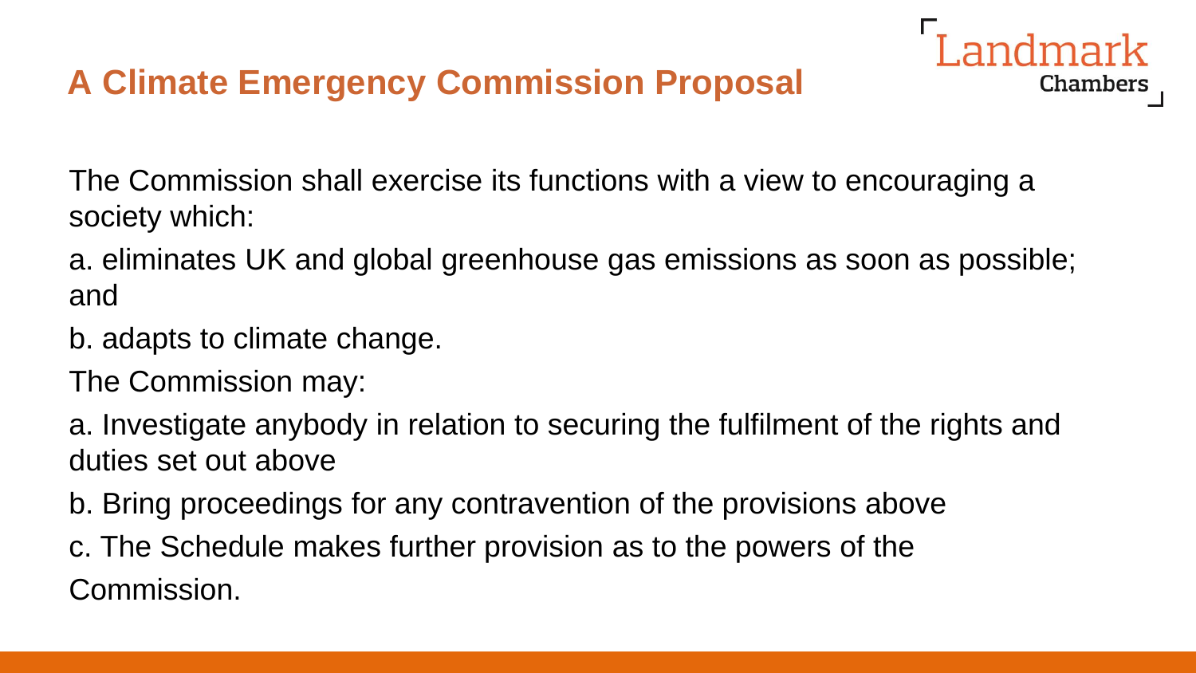# A Climate Emergency Commission Proposal

The Commission shall exercise its functions with a view to encouraging a society which:

a. eliminates UK and global greenhouse gas emissions as soon as possible; and

b. adapts to climate change.

The Commission may:

a. Investigate anybody in relation to securing the fulfilment of the rights and duties set out above

b. Bring proceedings for any contravention of the provisions above

c. The Schedule makes further provision as to the powers of the Commission.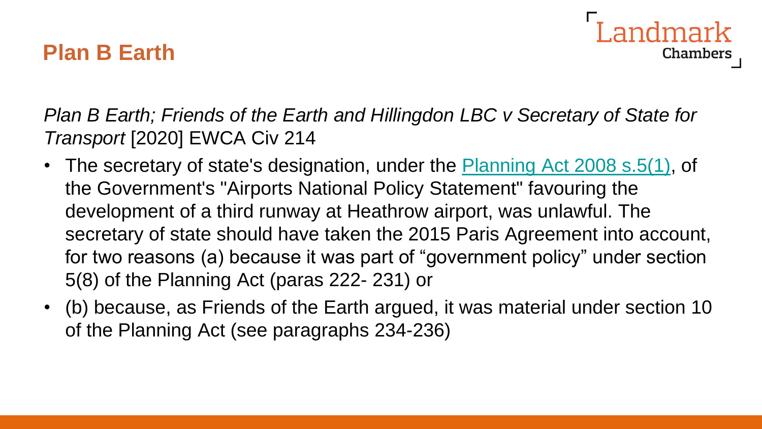# Plan B Earth

*Plan B Earth; Friends of the Earth and Hillingdon LBC v Secretary of State for Transport* [2020] EWCA Civ 214

- The secretary of state's designation, under the [Planning Act 2008 s.5(1)](), of the Government's "Airports National Policy Statement" favouring the development of a third runway at Heathrow airport, was unlawful. The secretary of state should have taken the 2015 Paris Agreement into account, for two reasons (a) because it was part of "government policy" under section 5(8) of the Planning Act (paras 222- 231) or
- (b) because, as Friends of the Earth argued, it was material under section 10 of the Planning Act (see paragraphs 234-236)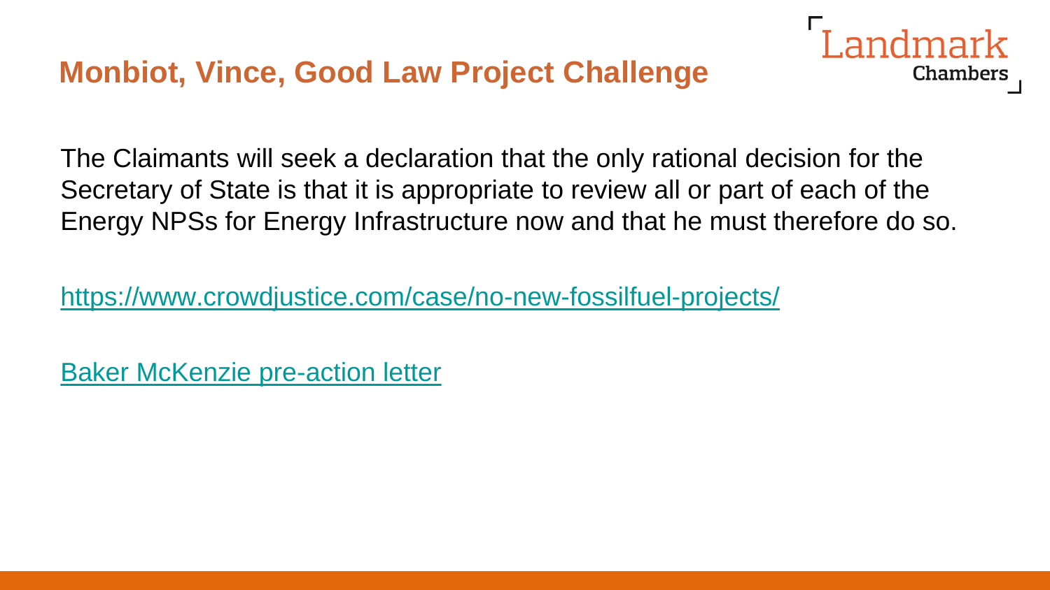# Monbiot, Vince, Good Law Project Challenge

The Claimants will seek a declaration that the only rational decision for the Secretary of State is that it is appropriate to review all or part of each of the Energy NPSs for Energy Infrastructure now and that he must therefore do so.

https://www.crowdjustice.com/case/no-new-fossilfuel-projects/

Baker McKenzie pre-action letter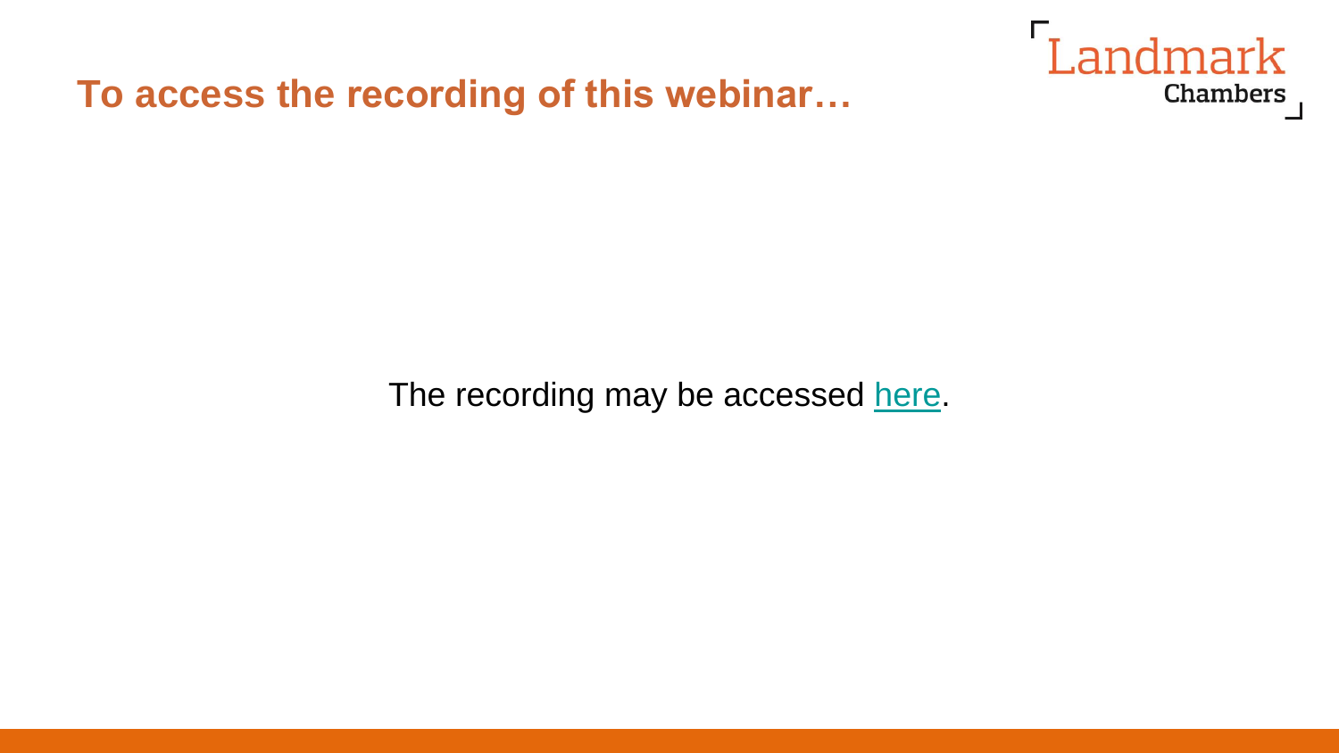# To access the recording of this webinar…

The recording may be accessed here.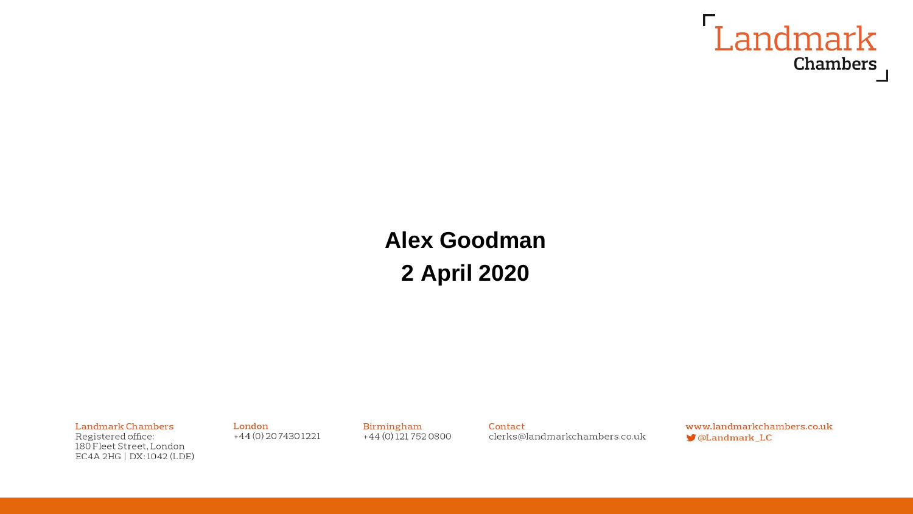**Alex Goodman**

**2 April 2020**

**Landmark Chambers**
Registered office:
180 Fleet Street, London
EC4A 2HG | DX: 1042 (LDE)

**London**
+44 (0) 20 7430 1221

**Birmingham**
+44 (0) 121 752 0800

**Contact**
clerks@landmarkchambers.co.uk

**www.landmarkchambers.co.uk**
@Landmark_LC